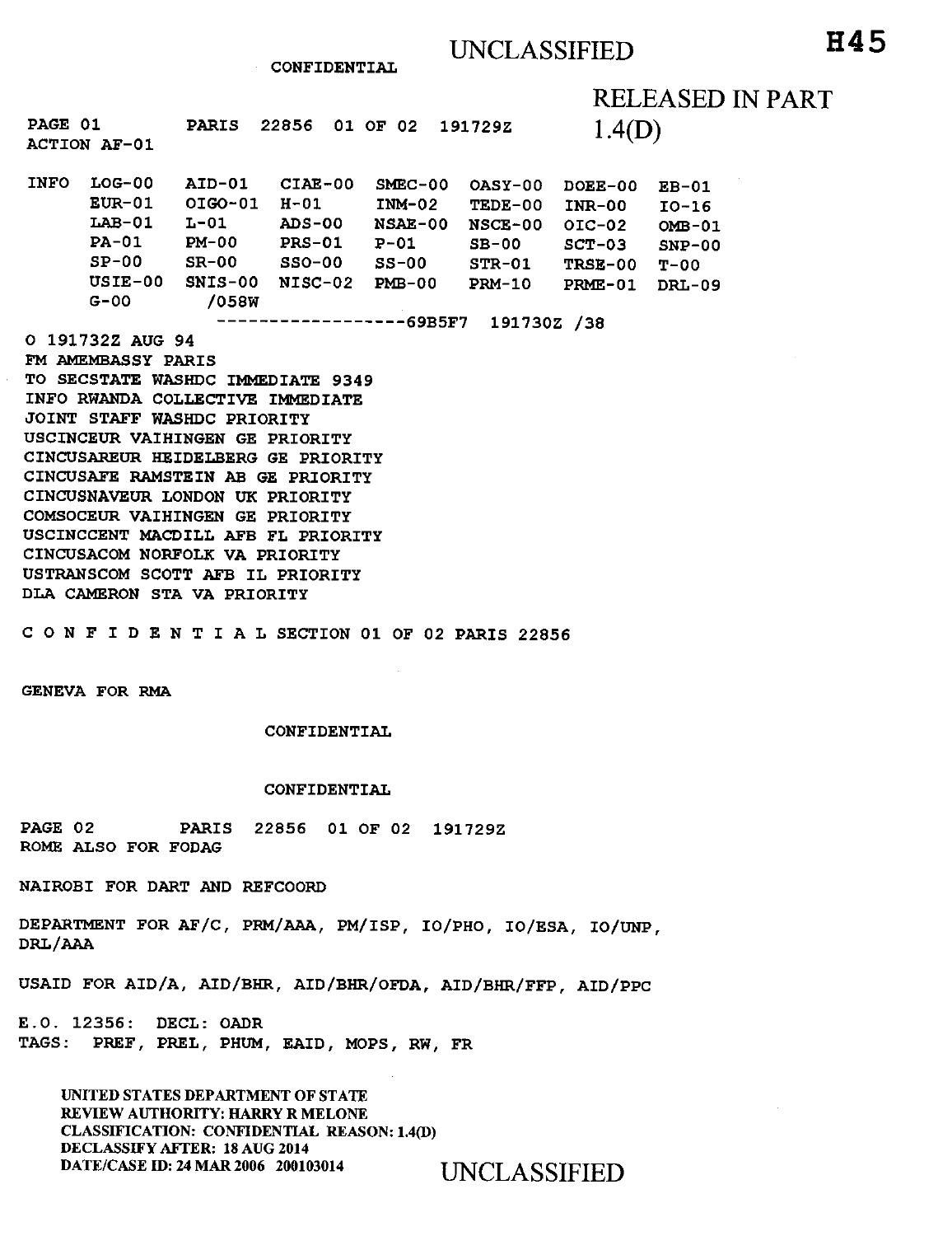UNCLASSIFIED

**H45**

CONFIDENTIAL

RELEASED IN PART
1.4(D)

PAGE 01 PARIS 22856 01 OF 02 191729Z
ACTION AF-01

```
INFO  LOG-00    AID-01    CIAE-00   SMEC-00   OASY-00   DOEE-00   EB-01
      EUR-01    OIGO-01   H-01      INM-02    TEDE-00   INR-00    IO-16
      LAB-01    L-01      ADS-00    NSAE-00   NSCE-00   OIC-02    OMB-01
      PA-01     PM-00     PRS-01    P-01      SB-00     SCT-03    SNP-00
      SP-00     SR-00     SSO-00    SS-00     STR-01    TRSE-00   T-00
      USIE-00   SNIS-00   NISC-02   PMB-00    PRM-10    PRME-01   DRL-09
      G-00       /058W
                    ------------------69B5F7  191730Z /38
```

O 191732Z AUG 94
FM AMEMBASSY PARIS
TO SECSTATE WASHDC IMMEDIATE 9349
INFO RWANDA COLLECTIVE IMMEDIATE
JOINT STAFF WASHDC PRIORITY
USCINCEUR VAIHINGEN GE PRIORITY
CINCUSAREUR HEIDELBERG GE PRIORITY
CINCUSAFE RAMSTEIN AB GE PRIORITY
CINCUSNAVEUR LONDON UK PRIORITY
COMSOCEUR VAIHINGEN GE PRIORITY
USCINCCENT MACDILL AFB FL PRIORITY
CINCUSACOM NORFOLK VA PRIORITY
USTRANSCOM SCOTT AFB IL PRIORITY
DLA CAMERON STA VA PRIORITY

C O N F I D E N T I A L SECTION 01 OF 02 PARIS 22856

GENEVA FOR RMA

CONFIDENTIAL

CONFIDENTIAL

PAGE 02 PARIS 22856 01 OF 02 191729Z
ROME ALSO FOR FODAG

NAIROBI FOR DART AND REFCOORD

DEPARTMENT FOR AF/C, PRM/AAA, PM/ISP, IO/PHO, IO/ESA, IO/UNP, DRL/AAA

USAID FOR AID/A, AID/BHR, AID/BHR/OFDA, AID/BHR/FFP, AID/PPC

E.O. 12356: DECL: OADR
TAGS: PREF, PREL, PHUM, EAID, MOPS, RW, FR

UNITED STATES DEPARTMENT OF STATE
REVIEW AUTHORITY: HARRY R MELONE
CLASSIFICATION: CONFIDENTIAL REASON: 1.4(D)
DECLASSIFY AFTER: 18 AUG 2014
DATE/CASE ID: 24 MAR 2006 200103014

UNCLASSIFIED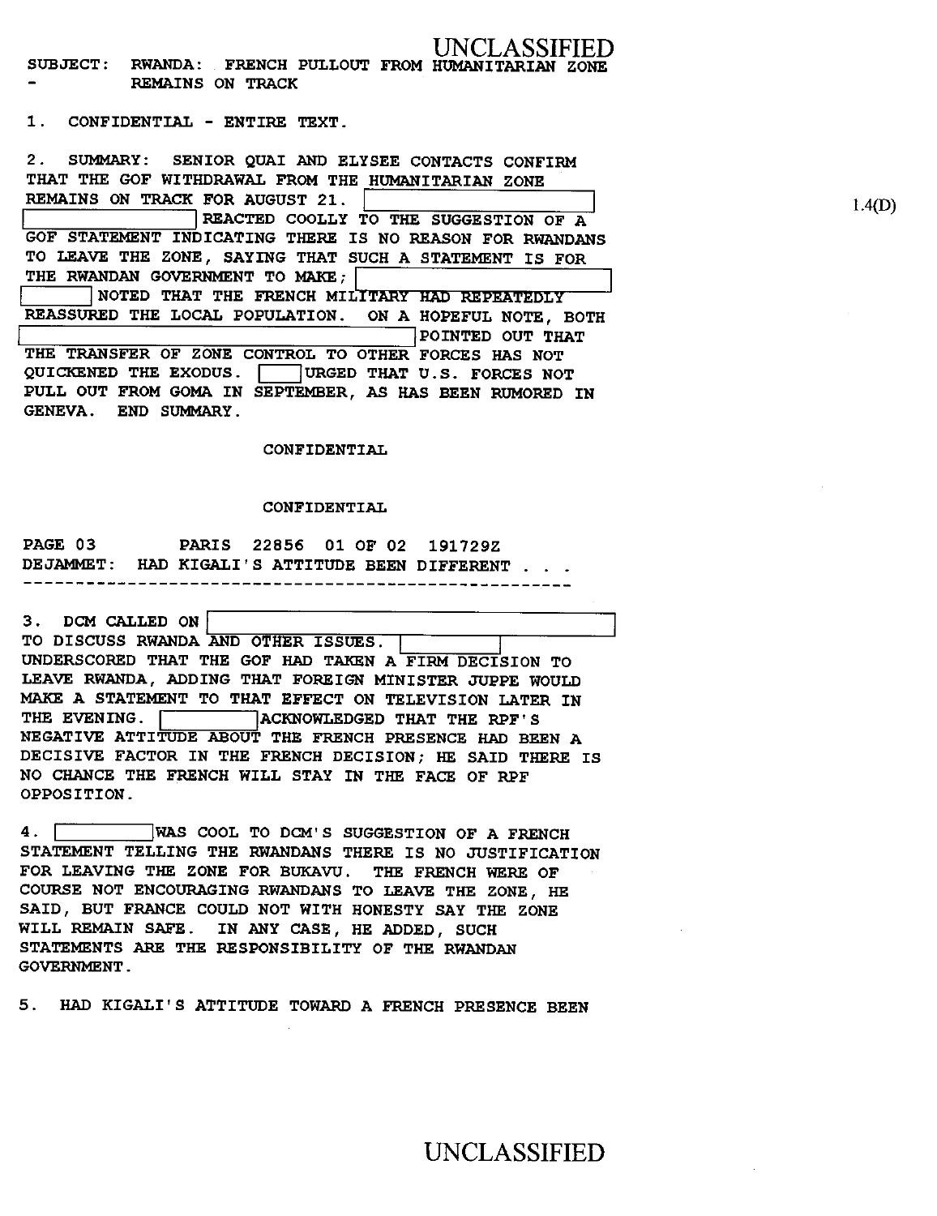SUBJECT: RWANDA: FRENCH PULLOUT FROM HUMANITARIAN ZONE
- REMAINS ON TRACK

1. CONFIDENTIAL - ENTIRE TEXT.

2. SUMMARY: SENIOR QUAI AND ELYSEE CONTACTS CONFIRM THAT THE GOF WITHDRAWAL FROM THE HUMANITARIAN ZONE REMAINS ON TRACK FOR AUGUST 21. [redacted] REACTED COOLLY TO THE SUGGESTION OF A GOF STATEMENT INDICATING THERE IS NO REASON FOR RWANDANS TO LEAVE THE ZONE, SAYING THAT SUCH A STATEMENT IS FOR THE RWANDAN GOVERNMENT TO MAKE; [redacted] NOTED THAT THE FRENCH MILITARY HAD REPEATEDLY REASSURED THE LOCAL POPULATION. ON A HOPEFUL NOTE, BOTH [redacted] POINTED OUT THAT THE TRANSFER OF ZONE CONTROL TO OTHER FORCES HAS NOT QUICKENED THE EXODUS. [redacted] URGED THAT U.S. FORCES NOT PULL OUT FROM GOMA IN SEPTEMBER, AS HAS BEEN RUMORED IN GENEVA. END SUMMARY.

1.4(D)

CONFIDENTIAL

CONFIDENTIAL

PAGE 03 PARIS 22856 01 OF 02 191729Z

DEJAMMET: HAD KIGALI'S ATTITUDE BEEN DIFFERENT . . .

---

3. DCM CALLED ON [redacted] TO DISCUSS RWANDA AND OTHER ISSUES. [redacted] UNDERSCORED THAT THE GOF HAD TAKEN A FIRM DECISION TO LEAVE RWANDA, ADDING THAT FOREIGN MINISTER JUPPE WOULD MAKE A STATEMENT TO THAT EFFECT ON TELEVISION LATER IN THE EVENING. [redacted] ACKNOWLEDGED THAT THE RPF'S NEGATIVE ATTITUDE ABOUT THE FRENCH PRESENCE HAD BEEN A DECISIVE FACTOR IN THE FRENCH DECISION; HE SAID THERE IS NO CHANCE THE FRENCH WILL STAY IN THE FACE OF RPF OPPOSITION.

4. [redacted] WAS COOL TO DCM'S SUGGESTION OF A FRENCH STATEMENT TELLING THE RWANDANS THERE IS NO JUSTIFICATION FOR LEAVING THE ZONE FOR BUKAVU. THE FRENCH WERE OF COURSE NOT ENCOURAGING RWANDANS TO LEAVE THE ZONE, HE SAID, BUT FRANCE COULD NOT WITH HONESTY SAY THE ZONE WILL REMAIN SAFE. IN ANY CASE, HE ADDED, SUCH STATEMENTS ARE THE RESPONSIBILITY OF THE RWANDAN GOVERNMENT.

5. HAD KIGALI'S ATTITUDE TOWARD A FRENCH PRESENCE BEEN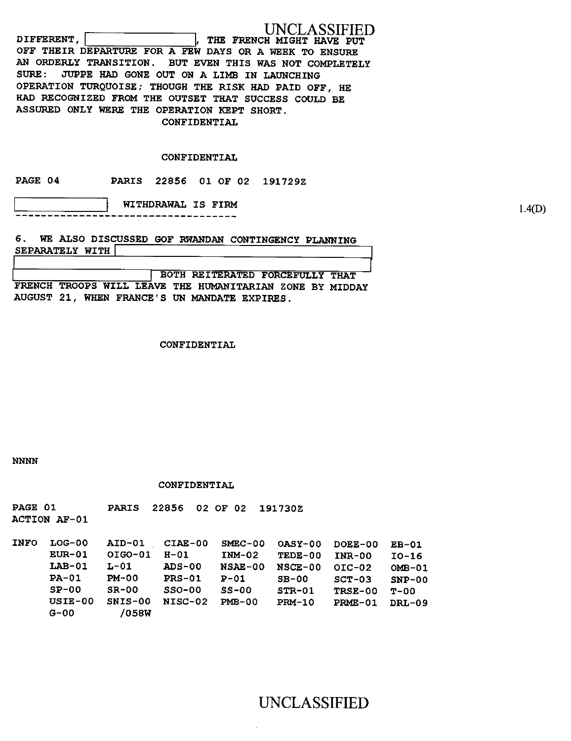DIFFERENT, [REDACTED], THE FRENCH MIGHT HAVE PUT OFF THEIR DEPARTURE FOR A FEW DAYS OR A WEEK TO ENSURE AN ORDERLY TRANSITION. BUT EVEN THIS WAS NOT COMPLETELY SURE: JUPPE HAD GONE OUT ON A LIMB IN LAUNCHING OPERATION TURQUOISE; THOUGH THE RISK HAD PAID OFF, HE HAD RECOGNIZED FROM THE OUTSET THAT SUCCESS COULD BE ASSURED ONLY WERE THE OPERATION KEPT SHORT.

CONFIDENTIAL

CONFIDENTIAL

PAGE 04 PARIS 22856 01 OF 02 191729Z

[REDACTED] WITHDRAWAL IS FIRM

---

1.4(D)

6. WE ALSO DISCUSSED GOF RWANDAN CONTINGENCY PLANNING SEPARATELY WITH [REDACTED]
[REDACTED] BOTH REITERATED FORCEFULLY THAT FRENCH TROOPS WILL LEAVE THE HUMANITARIAN ZONE BY MIDDAY AUGUST 21, WHEN FRANCE'S UN MANDATE EXPIRES.

CONFIDENTIAL

NNNN

CONFIDENTIAL

PAGE 01 PARIS 22856 02 OF 02 191730Z
ACTION AF-01

| INFO | LOG-00 | AID-01 | CIAE-00 | SMEC-00 | OASY-00 | DOEE-00 | EB-01 |
|---|---|---|---|---|---|---|---|
| | EUR-01 | OIGO-01 | H-01 | INM-02 | TEDE-00 | INR-00 | IO-16 |
| | LAB-01 | L-01 | ADS-00 | NSAE-00 | NSCE-00 | OIC-02 | OMB-01 |
| | PA-01 | PM-00 | PRS-01 | P-01 | SB-00 | SCT-03 | SNP-00 |
| | SP-00 | SR-00 | SSO-00 | SS-00 | STR-01 | TRSE-00 | T-00 |
| | USIE-00 | SNIS-00 | NISC-02 | PMB-00 | PRM-10 | PRME-01 | DRL-09 |
| | G-00 | /058W | | | | | |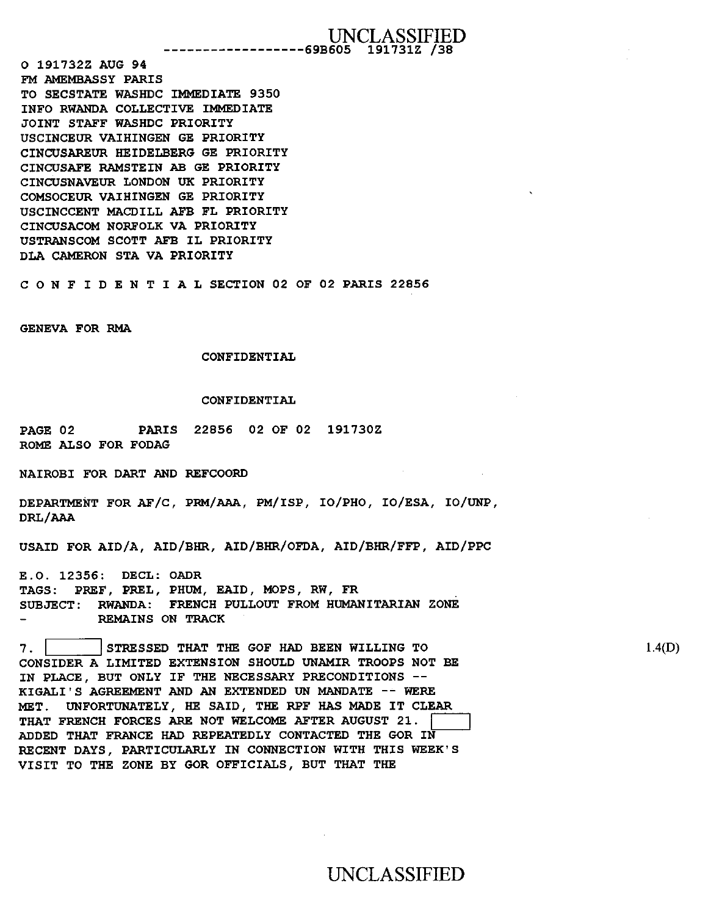UNCLASSIFIED

------------------69B605 191731Z /38

O 191732Z AUG 94
FM AMEMBASSY PARIS
TO SECSTATE WASHDC IMMEDIATE 9350
INFO RWANDA COLLECTIVE IMMEDIATE
JOINT STAFF WASHDC PRIORITY
USCINCEUR VAIHINGEN GE PRIORITY
CINCUSAREUR HEIDELBERG GE PRIORITY
CINCUSAFE RAMSTEIN AB GE PRIORITY
CINCUSNAVEUR LONDON UK PRIORITY
COMSOCEUR VAIHINGEN GE PRIORITY
USCINCCENT MACDILL AFB FL PRIORITY
CINCUSACOM NORFOLK VA PRIORITY
USTRANSCOM SCOTT AFB IL PRIORITY
DLA CAMERON STA VA PRIORITY

C O N F I D E N T I A L SECTION 02 OF 02 PARIS 22856

GENEVA FOR RMA

CONFIDENTIAL

CONFIDENTIAL

PAGE 02        PARIS 22856 02 OF 02 191730Z
ROME ALSO FOR FODAG

NAIROBI FOR DART AND REFCOORD

DEPARTMENT FOR AF/C, PRM/AAA, PM/ISP, IO/PHO, IO/ESA, IO/UNP, DRL/AAA

USAID FOR AID/A, AID/BHR, AID/BHR/OFDA, AID/BHR/FFP, AID/PPC

E.O. 12356: DECL: OADR
TAGS: PREF, PREL, PHUM, EAID, MOPS, RW, FR
SUBJECT: RWANDA: FRENCH PULLOUT FROM HUMANITARIAN ZONE - REMAINS ON TRACK

7. [ ] STRESSED THAT THE GOF HAD BEEN WILLING TO CONSIDER A LIMITED EXTENSION SHOULD UNAMIR TROOPS NOT BE IN PLACE, BUT ONLY IF THE NECESSARY PRECONDITIONS -- KIGALI'S AGREEMENT AND AN EXTENDED UN MANDATE -- WERE MET. UNFORTUNATELY, HE SAID, THE RPF HAS MADE IT CLEAR THAT FRENCH FORCES ARE NOT WELCOME AFTER AUGUST 21. [ ] ADDED THAT FRANCE HAD REPEATEDLY CONTACTED THE GOR IN RECENT DAYS, PARTICULARLY IN CONNECTION WITH THIS WEEK'S VISIT TO THE ZONE BY GOR OFFICIALS, BUT THAT THE 1.4(D)

UNCLASSIFIED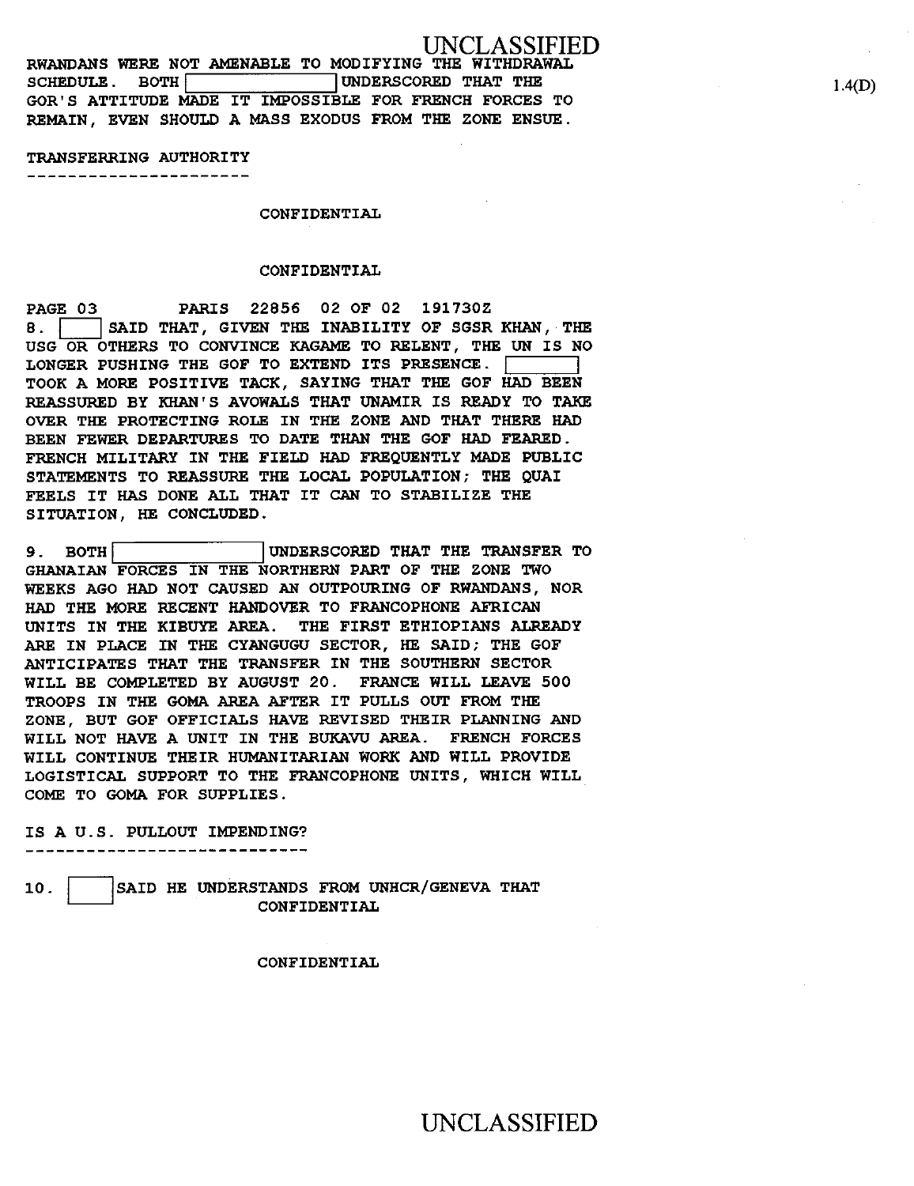RWANDANS WERE NOT AMENABLE TO MODIFYING THE WITHDRAWAL SCHEDULE. BOTH [ ] UNDERSCORED THAT THE GOR'S ATTITUDE MADE IT IMPOSSIBLE FOR FRENCH FORCES TO REMAIN, EVEN SHOULD A MASS EXODUS FROM THE ZONE ENSUE.

1.4(D)

TRANSFERRING AUTHORITY
----------------------

CONFIDENTIAL

CONFIDENTIAL

PAGE 03 PARIS 22856 02 OF 02 191730Z

8. [ ] SAID THAT, GIVEN THE INABILITY OF SGSR KHAN, THE USG OR OTHERS TO CONVINCE KAGAME TO RELENT, THE UN IS NO LONGER PUSHING THE GOF TO EXTEND ITS PRESENCE. [ ] TOOK A MORE POSITIVE TACK, SAYING THAT THE GOF HAD BEEN REASSURED BY KHAN'S AVOWALS THAT UNAMIR IS READY TO TAKE OVER THE PROTECTING ROLE IN THE ZONE AND THAT THERE HAD BEEN FEWER DEPARTURES TO DATE THAN THE GOF HAD FEARED. FRENCH MILITARY IN THE FIELD HAD FREQUENTLY MADE PUBLIC STATEMENTS TO REASSURE THE LOCAL POPULATION; THE QUAI FEELS IT HAS DONE ALL THAT IT CAN TO STABILIZE THE SITUATION, HE CONCLUDED.

9. BOTH [ ] UNDERSCORED THAT THE TRANSFER TO GHANAIAN FORCES IN THE NORTHERN PART OF THE ZONE TWO WEEKS AGO HAD NOT CAUSED AN OUTPOURING OF RWANDANS, NOR HAD THE MORE RECENT HANDOVER TO FRANCOPHONE AFRICAN UNITS IN THE KIBUYE AREA. THE FIRST ETHIOPIANS ALREADY ARE IN PLACE IN THE CYANGUGU SECTOR, HE SAID; THE GOF ANTICIPATES THAT THE TRANSFER IN THE SOUTHERN SECTOR WILL BE COMPLETED BY AUGUST 20. FRANCE WILL LEAVE 500 TROOPS IN THE GOMA AREA AFTER IT PULLS OUT FROM THE ZONE, BUT GOF OFFICIALS HAVE REVISED THEIR PLANNING AND WILL NOT HAVE A UNIT IN THE BUKAVU AREA. FRENCH FORCES WILL CONTINUE THEIR HUMANITARIAN WORK AND WILL PROVIDE LOGISTICAL SUPPORT TO THE FRANCOPHONE UNITS, WHICH WILL COME TO GOMA FOR SUPPLIES.

IS A U.S. PULLOUT IMPENDING?
----------------------------

10. [ ] SAID HE UNDERSTANDS FROM UNHCR/GENEVA THAT

CONFIDENTIAL

CONFIDENTIAL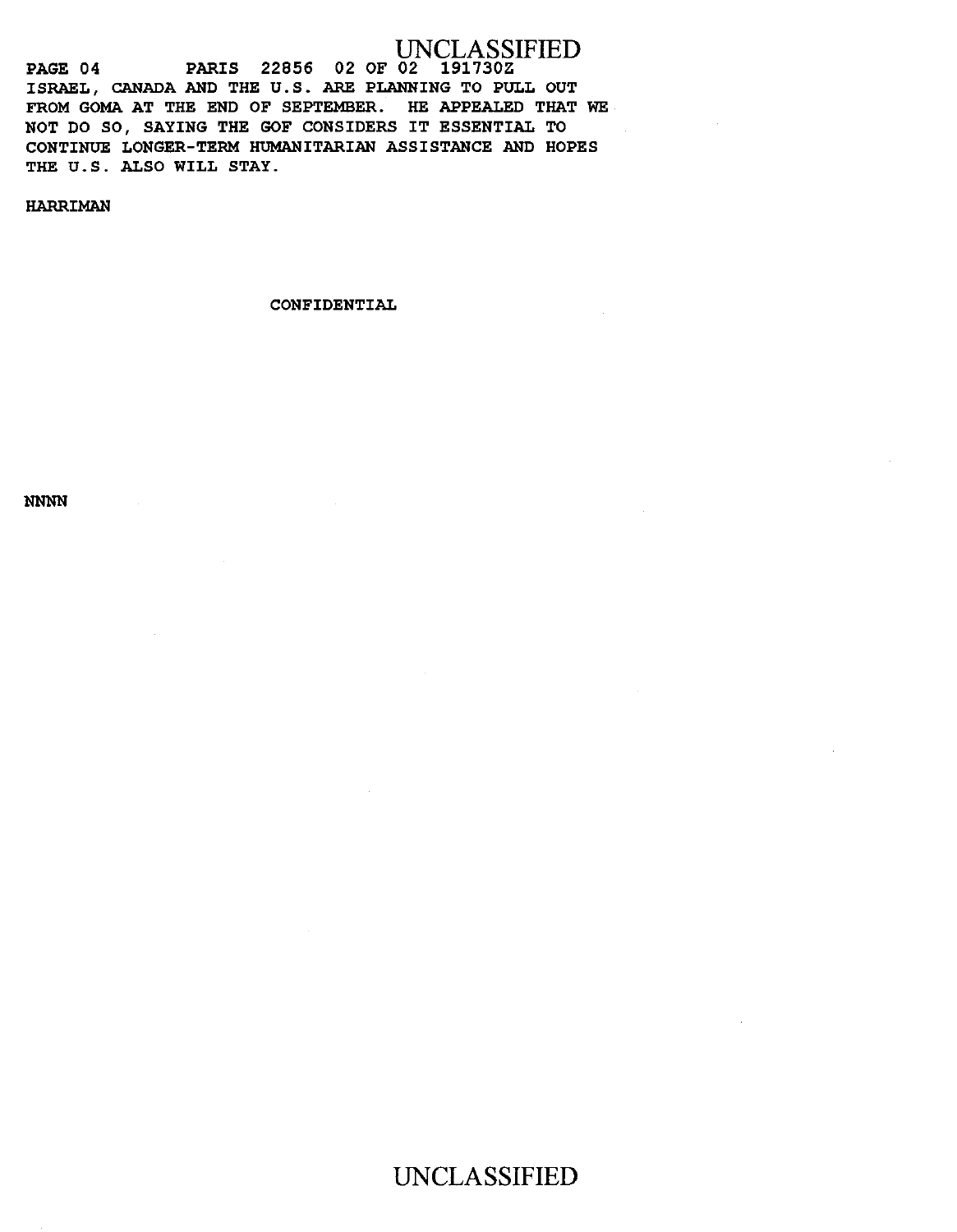ISRAEL, CANADA AND THE U.S. ARE PLANNING TO PULL OUT FROM GOMA AT THE END OF SEPTEMBER. HE APPEALED THAT WE NOT DO SO, SAYING THE GOF CONSIDERS IT ESSENTIAL TO CONTINUE LONGER-TERM HUMANITARIAN ASSISTANCE AND HOPES THE U.S. ALSO WILL STAY.

HARRIMAN

CONFIDENTIAL

NNNN